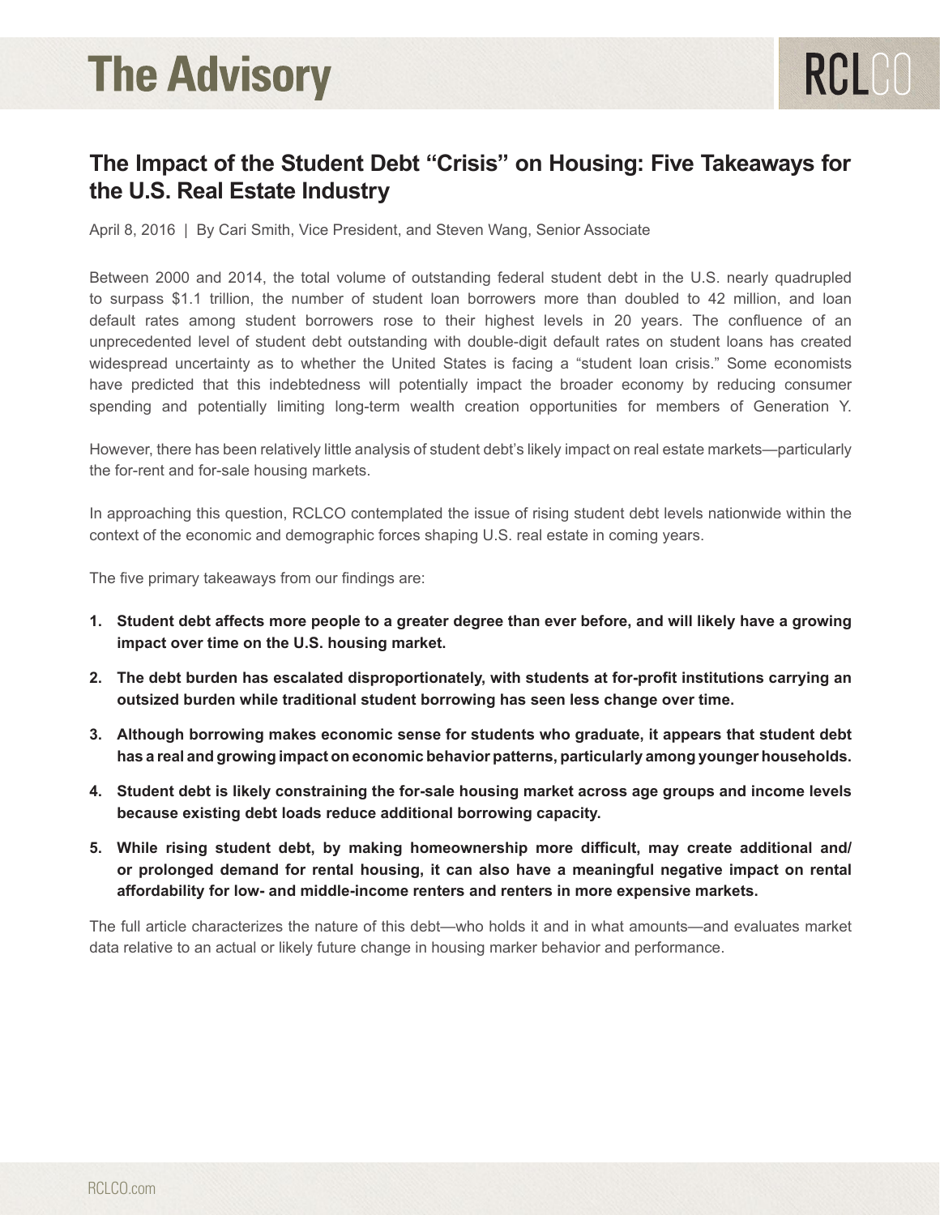# The Advisory

## The Impact of the Student Debt "Crisis" on Housing: Five Takeaways for the U.S. Real Estate Industry

April 8, 2016 | By Cari Smith, Vice President, and Steven Wang, Senior Associate

Between 2000 and 2014, the total volume of outstanding federal student debt in the U.S. nearly quadrupled to surpass $1.1 trillion, the number of student loan borrowers more than doubled to 42 million, and loan default rates among student borrowers rose to their highest levels in 20 years. The confluence of an unprecedented level of student debt outstanding with double-digit default rates on student loans has created widespread uncertainty as to whether the United States is facing a "student loan crisis." Some economists have predicted that this indebtedness will potentially impact the broader economy by reducing consumer spending and potentially limiting long-term wealth creation opportunities for members of Generation Y.

However, there has been relatively little analysis of student debt's likely impact on real estate markets—particularly the for-rent and for-sale housing markets.

In approaching this question, RCLCO contemplated the issue of rising student debt levels nationwide within the context of the economic and demographic forces shaping U.S. real estate in coming years.

The five primary takeaways from our findings are:

1. **Student debt affects more people to a greater degree than ever before, and will likely have a growing impact over time on the U.S. housing market.**
2. **The debt burden has escalated disproportionately, with students at for-profit institutions carrying an outsized burden while traditional student borrowing has seen less change over time.**
3. **Although borrowing makes economic sense for students who graduate, it appears that student debt has a real and growing impact on economic behavior patterns, particularly among younger households.**
4. **Student debt is likely constraining the for-sale housing market across age groups and income levels because existing debt loads reduce additional borrowing capacity.**
5. **While rising student debt, by making homeownership more difficult, may create additional and/or prolonged demand for rental housing, it can also have a meaningful negative impact on rental affordability for low- and middle-income renters and renters in more expensive markets.**

The full article characterizes the nature of this debt—who holds it and in what amounts—and evaluates market data relative to an actual or likely future change in housing marker behavior and performance.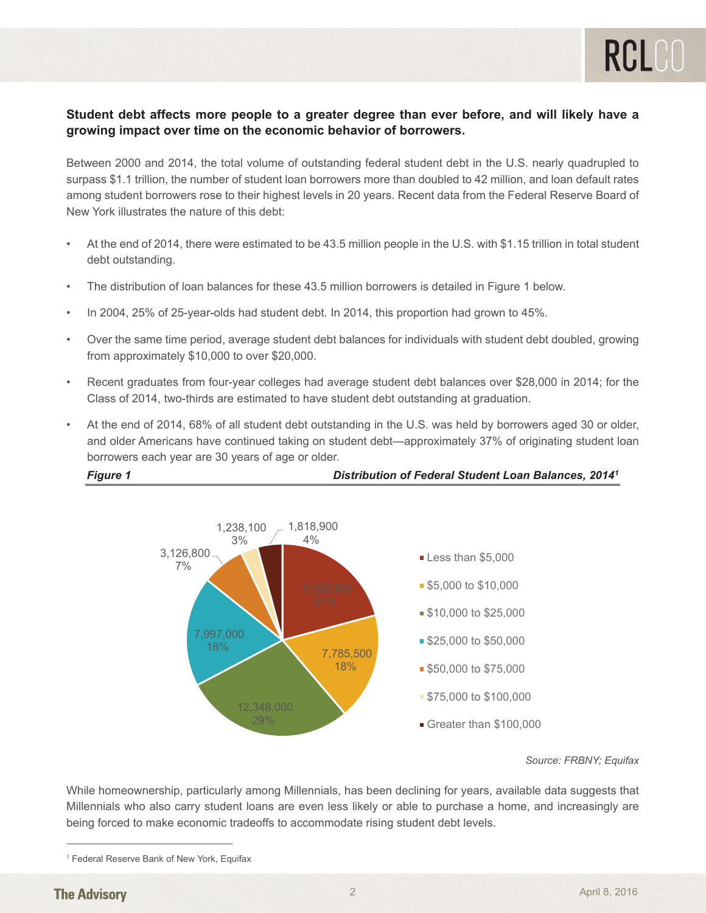**Student debt affects more people to a greater degree than ever before, and will likely have a growing impact over time on the economic behavior of borrowers.**

Between 2000 and 2014, the total volume of outstanding federal student debt in the U.S. nearly quadrupled to surpass $1.1 trillion, the number of student loan borrowers more than doubled to 42 million, and loan default rates among student borrowers rose to their highest levels in 20 years. Recent data from the Federal Reserve Board of New York illustrates the nature of this debt:

- At the end of 2014, there were estimated to be 43.5 million people in the U.S. with $1.15 trillion in total student debt outstanding.
- The distribution of loan balances for these 43.5 million borrowers is detailed in Figure 1 below.
- In 2004, 25% of 25-year-olds had student debt. In 2014, this proportion had grown to 45%.
- Over the same time period, average student debt balances for individuals with student debt doubled, growing from approximately $10,000 to over $20,000.
- Recent graduates from four-year colleges had average student debt balances over $28,000 in 2014; for the Class of 2014, two-thirds are estimated to have student debt outstanding at graduation.
- At the end of 2014, 68% of all student debt outstanding in the U.S. was held by borrowers aged 30 or older, and older Americans have continued taking on student debt—approximately 37% of originating student loan borrowers each year are 30 years of age or older.

***Figure 1*** ***Distribution of Federal Student Loan Balances, 2014***[1]

| Loan Balance | Borrowers | Share |
|---|---|---|
| Less than $5,000 | 9,028,800 | 21% |
| $5,000 to $10,000 | 7,785,500 | 18% |
| $10,000 to $25,000 | 12,348,000 | 29% |
| $25,000 to $50,000 | 7,997,000 | 18% |
| $50,000 to $75,000 | 3,126,800 | 7% |
| $75,000 to $100,000 | 1,238,100 | 3% |
| Greater than $100,000 | 1,818,900 | 4% |

*Source: FRBNY; Equifax*

While homeownership, particularly among Millennials, has been declining for years, available data suggests that Millennials who also carry student loans are even less likely or able to purchase a home, and increasingly are being forced to make economic tradeoffs to accommodate rising student debt levels.

[1] Federal Reserve Bank of New York, Equifax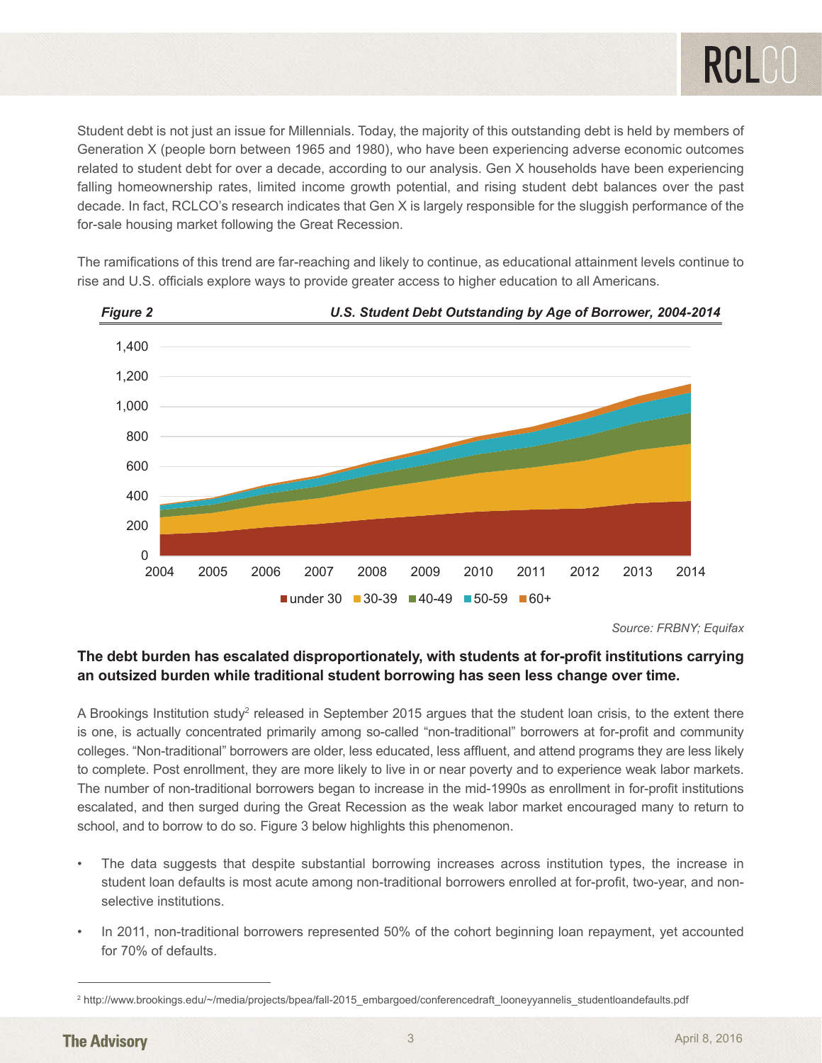Student debt is not just an issue for Millennials. Today, the majority of this outstanding debt is held by members of Generation X (people born between 1965 and 1980), who have been experiencing adverse economic outcomes related to student debt for over a decade, according to our analysis. Gen X households have been experiencing falling homeownership rates, limited income growth potential, and rising student debt balances over the past decade. In fact, RCLCO's research indicates that Gen X is largely responsible for the sluggish performance of the for-sale housing market following the Great Recession.

The ramifications of this trend are far-reaching and likely to continue, as educational attainment levels continue to rise and U.S. officials explore ways to provide greater access to higher education to all Americans.

***Figure 2*** ***U.S. Student Debt Outstanding by Age of Borrower, 2004-2014***

*Source: FRBNY; Equifax*

**The debt burden has escalated disproportionately, with students at for-profit institutions carrying an outsized burden while traditional student borrowing has seen less change over time.**

A Brookings Institution study[2] released in September 2015 argues that the student loan crisis, to the extent there is one, is actually concentrated primarily among so-called "non-traditional" borrowers at for-profit and community colleges. "Non-traditional" borrowers are older, less educated, less affluent, and attend programs they are less likely to complete. Post enrollment, they are more likely to live in or near poverty and to experience weak labor markets. The number of non-traditional borrowers began to increase in the mid-1990s as enrollment in for-profit institutions escalated, and then surged during the Great Recession as the weak labor market encouraged many to return to school, and to borrow to do so. Figure 3 below highlights this phenomenon.

- The data suggests that despite substantial borrowing increases across institution types, the increase in student loan defaults is most acute among non-traditional borrowers enrolled at for-profit, two-year, and non-selective institutions.
- In 2011, non-traditional borrowers represented 50% of the cohort beginning loan repayment, yet accounted for 70% of defaults.

[2] http://www.brookings.edu/~/media/projects/bpea/fall-2015_embargoed/conferencedraft_looneyyannelis_studentloandefaults.pdf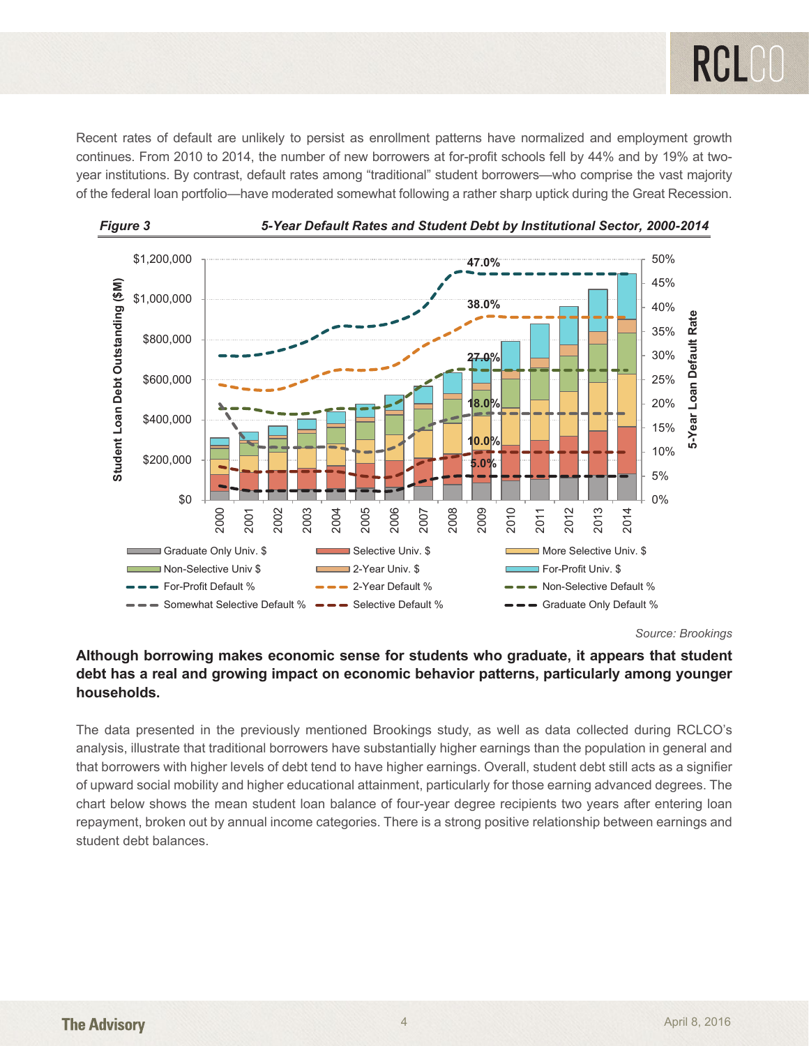Recent rates of default are unlikely to persist as enrollment patterns have normalized and employment growth continues. From 2010 to 2014, the number of new borrowers at for-profit schools fell by 44% and by 19% at two-year institutions. By contrast, default rates among "traditional" student borrowers—who comprise the vast majority of the federal loan portfolio—have moderated somewhat following a rather sharp uptick during the Great Recession.

***Figure 3*** ***5-Year Default Rates and Student Debt by Institutional Sector, 2000-2014***

*Source: Brookings*

**Although borrowing makes economic sense for students who graduate, it appears that student debt has a real and growing impact on economic behavior patterns, particularly among younger households.**

The data presented in the previously mentioned Brookings study, as well as data collected during RCLCO's analysis, illustrate that traditional borrowers have substantially higher earnings than the population in general and that borrowers with higher levels of debt tend to have higher earnings. Overall, student debt still acts as a signifier of upward social mobility and higher educational attainment, particularly for those earning advanced degrees. The chart below shows the mean student loan balance of four-year degree recipients two years after entering loan repayment, broken out by annual income categories. There is a strong positive relationship between earnings and student debt balances.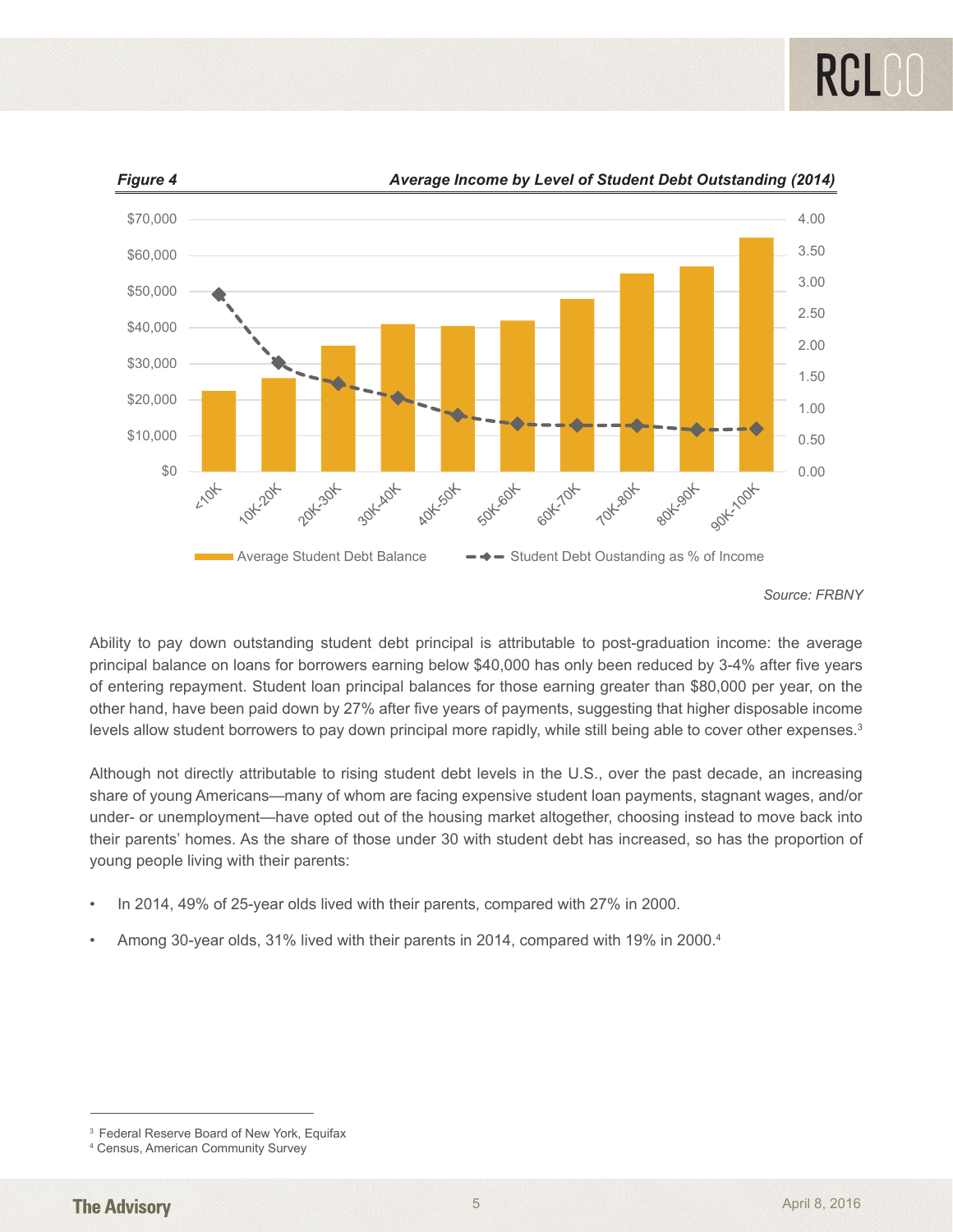*Figure 4* *Average Income by Level of Student Debt Outstanding (2014)*

*Source: FRBNY*

Ability to pay down outstanding student debt principal is attributable to post-graduation income: the average principal balance on loans for borrowers earning below $40,000 has only been reduced by 3-4% after five years of entering repayment. Student loan principal balances for those earning greater than $80,000 per year, on the other hand, have been paid down by 27% after five years of payments, suggesting that higher disposable income levels allow student borrowers to pay down principal more rapidly, while still being able to cover other expenses.[3]

Although not directly attributable to rising student debt levels in the U.S., over the past decade, an increasing share of young Americans—many of whom are facing expensive student loan payments, stagnant wages, and/or under- or unemployment—have opted out of the housing market altogether, choosing instead to move back into their parents' homes. As the share of those under 30 with student debt has increased, so has the proportion of young people living with their parents:

- In 2014, 49% of 25-year olds lived with their parents, compared with 27% in 2000.
- Among 30-year olds, 31% lived with their parents in 2014, compared with 19% in 2000.[4]

[3] Federal Reserve Board of New York, Equifax
[4] Census, American Community Survey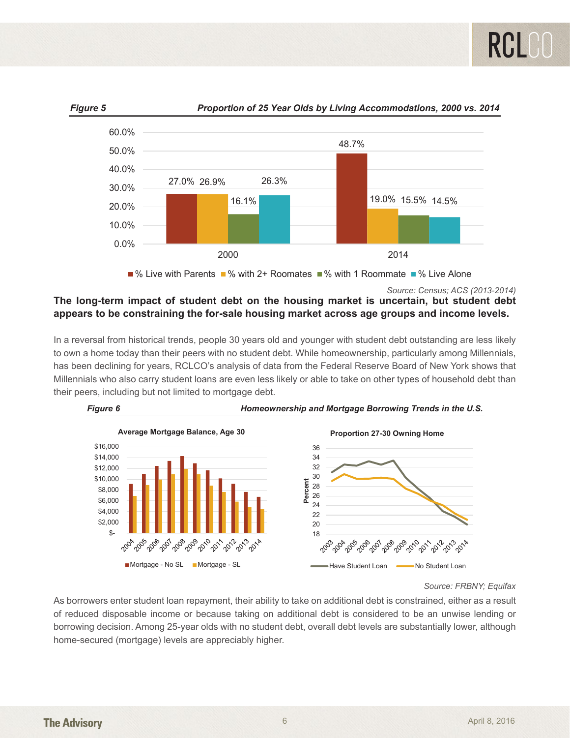*Figure 5* — *Proportion of 25 Year Olds by Living Accommodations, 2000 vs. 2014*

| | % Live with Parents | % with 2+ Roomates | % with 1 Roommate | % Live Alone |
|---|---|---|---|---|
| 2000 | 27.0% | 26.9% | 16.1% | 26.3% |
| 2014 | 48.7% | 19.0% | 15.5% | 14.5% |

*Source: Census; ACS (2013-2014)*

**The long-term impact of student debt on the housing market is uncertain, but student debt appears to be constraining the for-sale housing market across age groups and income levels.**

In a reversal from historical trends, people 30 years old and younger with student debt outstanding are less likely to own a home today than their peers with no student debt. While homeownership, particularly among Millennials, has been declining for years, RCLCO's analysis of data from the Federal Reserve Board of New York shows that Millennials who also carry student loans are even less likely or able to take on other types of household debt than their peers, including but not limited to mortgage debt.

*Figure 6* — *Homeownership and Mortgage Borrowing Trends in the U.S.*

**Average Mortgage Balance, Age 30** (Mortgage - No SL; Mortgage - SL; 2004–2014)

**Proportion 27-30 Owning Home** (Percent; Have Student Loan; No Student Loan; 2003–2014)

*Source: FRBNY; Equifax*

As borrowers enter student loan repayment, their ability to take on additional debt is constrained, either as a result of reduced disposable income or because taking on additional debt is considered to be an unwise lending or borrowing decision. Among 25-year olds with no student debt, overall debt levels are substantially lower, although home-secured (mortgage) levels are appreciably higher.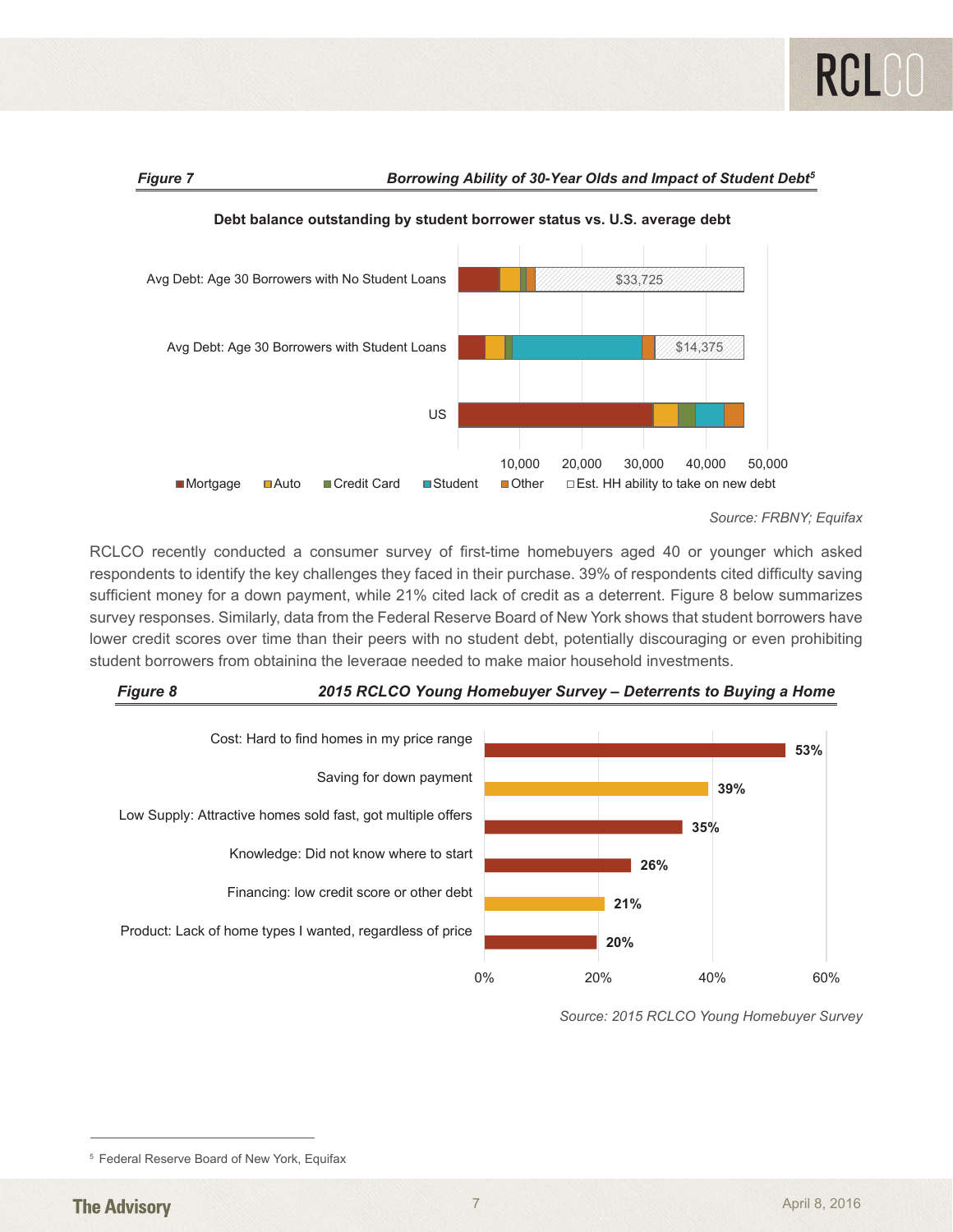**Figure 7** *Borrowing Ability of 30-Year Olds and Impact of Student Debt*[5]

**Debt balance outstanding by student borrower status vs. U.S. average debt**

| | Est. HH ability to take on new debt |
|---|---|
| Avg Debt: Age 30 Borrowers with No Student Loans | $33,725 |
| Avg Debt: Age 30 Borrowers with Student Loans | $14,375 |
| US | |

Legend: Mortgage, Auto, Credit Card, Student, Other, Est. HH ability to take on new debt

*Source: FRBNY; Equifax*

RCLCO recently conducted a consumer survey of first-time homebuyers aged 40 or younger which asked respondents to identify the key challenges they faced in their purchase. 39% of respondents cited difficulty saving sufficient money for a down payment, while 21% cited lack of credit as a deterrent. Figure 8 below summarizes survey responses. Similarly, data from the Federal Reserve Board of New York shows that student borrowers have lower credit scores over time than their peers with no student debt, potentially discouraging or even prohibiting student borrowers from obtaining the leverage needed to make major household investments.

**Figure 8** *2015 RCLCO Young Homebuyer Survey – Deterrents to Buying a Home*

| Deterrent | Share |
|---|---|
| Cost: Hard to find homes in my price range | 53% |
| Saving for down payment | 39% |
| Low Supply: Attractive homes sold fast, got multiple offers | 35% |
| Knowledge: Did not know where to start | 26% |
| Financing: low credit score or other debt | 21% |
| Product: Lack of home types I wanted, regardless of price | 20% |

*Source: 2015 RCLCO Young Homebuyer Survey*

[5] Federal Reserve Board of New York, Equifax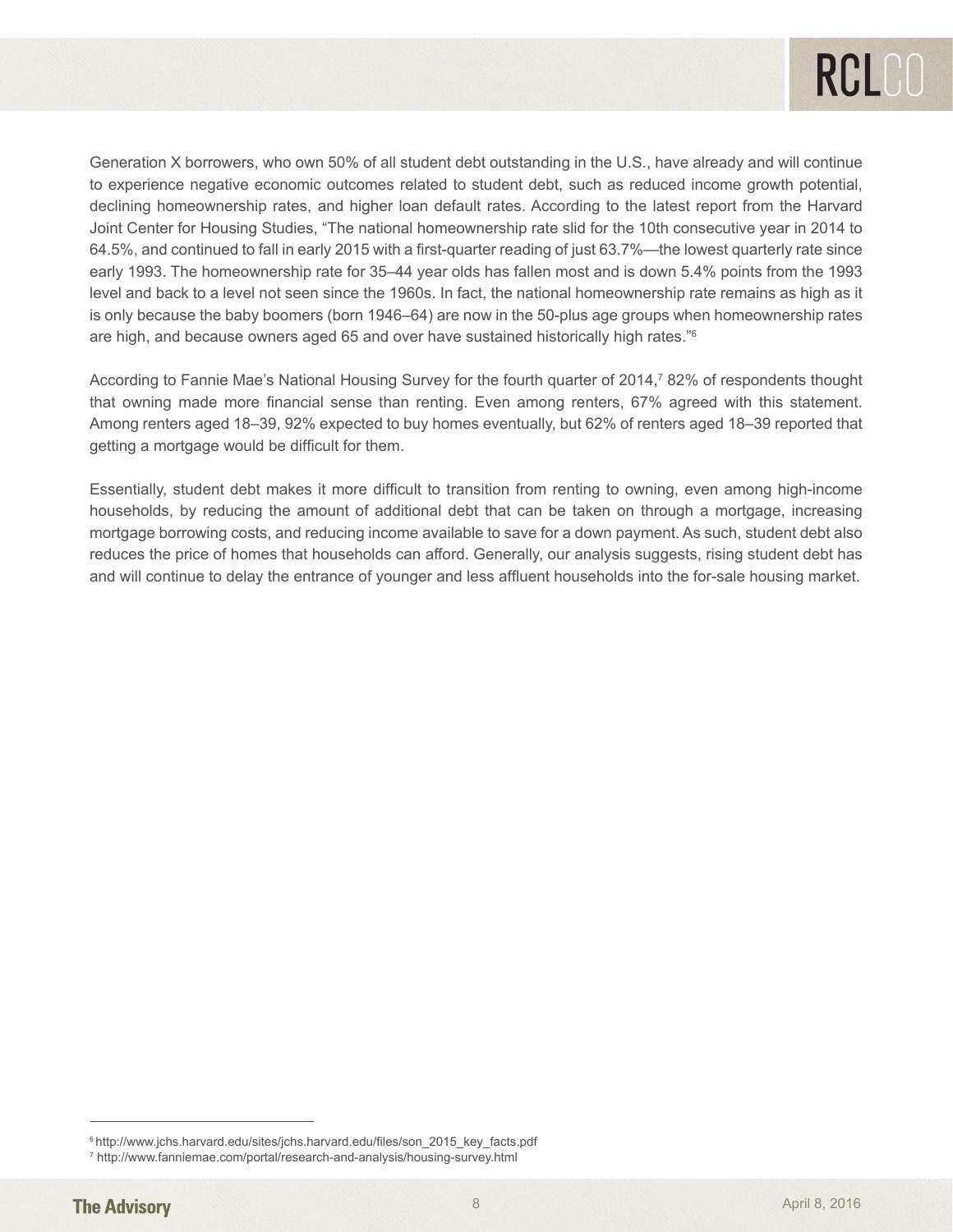Generation X borrowers, who own 50% of all student debt outstanding in the U.S., have already and will continue to experience negative economic outcomes related to student debt, such as reduced income growth potential, declining homeownership rates, and higher loan default rates. According to the latest report from the Harvard Joint Center for Housing Studies, "The national homeownership rate slid for the 10th consecutive year in 2014 to 64.5%, and continued to fall in early 2015 with a first-quarter reading of just 63.7%—the lowest quarterly rate since early 1993. The homeownership rate for 35–44 year olds has fallen most and is down 5.4% points from the 1993 level and back to a level not seen since the 1960s. In fact, the national homeownership rate remains as high as it is only because the baby boomers (born 1946–64) are now in the 50-plus age groups when homeownership rates are high, and because owners aged 65 and over have sustained historically high rates."[6]

According to Fannie Mae's National Housing Survey for the fourth quarter of 2014,[7] 82% of respondents thought that owning made more financial sense than renting. Even among renters, 67% agreed with this statement. Among renters aged 18–39, 92% expected to buy homes eventually, but 62% of renters aged 18–39 reported that getting a mortgage would be difficult for them.

Essentially, student debt makes it more difficult to transition from renting to owning, even among high-income households, by reducing the amount of additional debt that can be taken on through a mortgage, increasing mortgage borrowing costs, and reducing income available to save for a down payment. As such, student debt also reduces the price of homes that households can afford. Generally, our analysis suggests, rising student debt has and will continue to delay the entrance of younger and less affluent households into the for-sale housing market.

---

[6] http://www.jchs.harvard.edu/sites/jchs.harvard.edu/files/son_2015_key_facts.pdf

[7] http://www.fanniemae.com/portal/research-and-analysis/housing-survey.html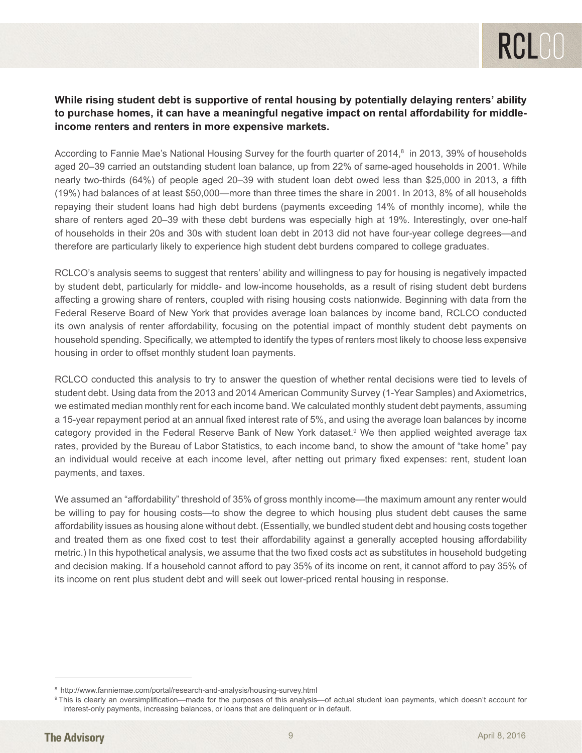**While rising student debt is supportive of rental housing by potentially delaying renters' ability to purchase homes, it can have a meaningful negative impact on rental affordability for middle-income renters and renters in more expensive markets.**

According to Fannie Mae's National Housing Survey for the fourth quarter of 2014,[8] in 2013, 39% of households aged 20–39 carried an outstanding student loan balance, up from 22% of same-aged households in 2001. While nearly two-thirds (64%) of people aged 20–39 with student loan debt owed less than $25,000 in 2013, a fifth (19%) had balances of at least $50,000—more than three times the share in 2001. In 2013, 8% of all households repaying their student loans had high debt burdens (payments exceeding 14% of monthly income), while the share of renters aged 20–39 with these debt burdens was especially high at 19%. Interestingly, over one-half of households in their 20s and 30s with student loan debt in 2013 did not have four-year college degrees—and therefore are particularly likely to experience high student debt burdens compared to college graduates.

RCLCO's analysis seems to suggest that renters' ability and willingness to pay for housing is negatively impacted by student debt, particularly for middle- and low-income households, as a result of rising student debt burdens affecting a growing share of renters, coupled with rising housing costs nationwide. Beginning with data from the Federal Reserve Board of New York that provides average loan balances by income band, RCLCO conducted its own analysis of renter affordability, focusing on the potential impact of monthly student debt payments on household spending. Specifically, we attempted to identify the types of renters most likely to choose less expensive housing in order to offset monthly student loan payments.

RCLCO conducted this analysis to try to answer the question of whether rental decisions were tied to levels of student debt. Using data from the 2013 and 2014 American Community Survey (1-Year Samples) and Axiometrics, we estimated median monthly rent for each income band. We calculated monthly student debt payments, assuming a 15-year repayment period at an annual fixed interest rate of 5%, and using the average loan balances by income category provided in the Federal Reserve Bank of New York dataset.[9] We then applied weighted average tax rates, provided by the Bureau of Labor Statistics, to each income band, to show the amount of "take home" pay an individual would receive at each income level, after netting out primary fixed expenses: rent, student loan payments, and taxes.

We assumed an "affordability" threshold of 35% of gross monthly income—the maximum amount any renter would be willing to pay for housing costs—to show the degree to which housing plus student debt causes the same affordability issues as housing alone without debt. (Essentially, we bundled student debt and housing costs together and treated them as one fixed cost to test their affordability against a generally accepted housing affordability metric.) In this hypothetical analysis, we assume that the two fixed costs act as substitutes in household budgeting and decision making. If a household cannot afford to pay 35% of its income on rent, it cannot afford to pay 35% of its income on rent plus student debt and will seek out lower-priced rental housing in response.

---

[8] http://www.fanniemae.com/portal/research-and-analysis/housing-survey.html

[9] This is clearly an oversimplification—made for the purposes of this analysis—of actual student loan payments, which doesn't account for interest-only payments, increasing balances, or loans that are delinquent or in default.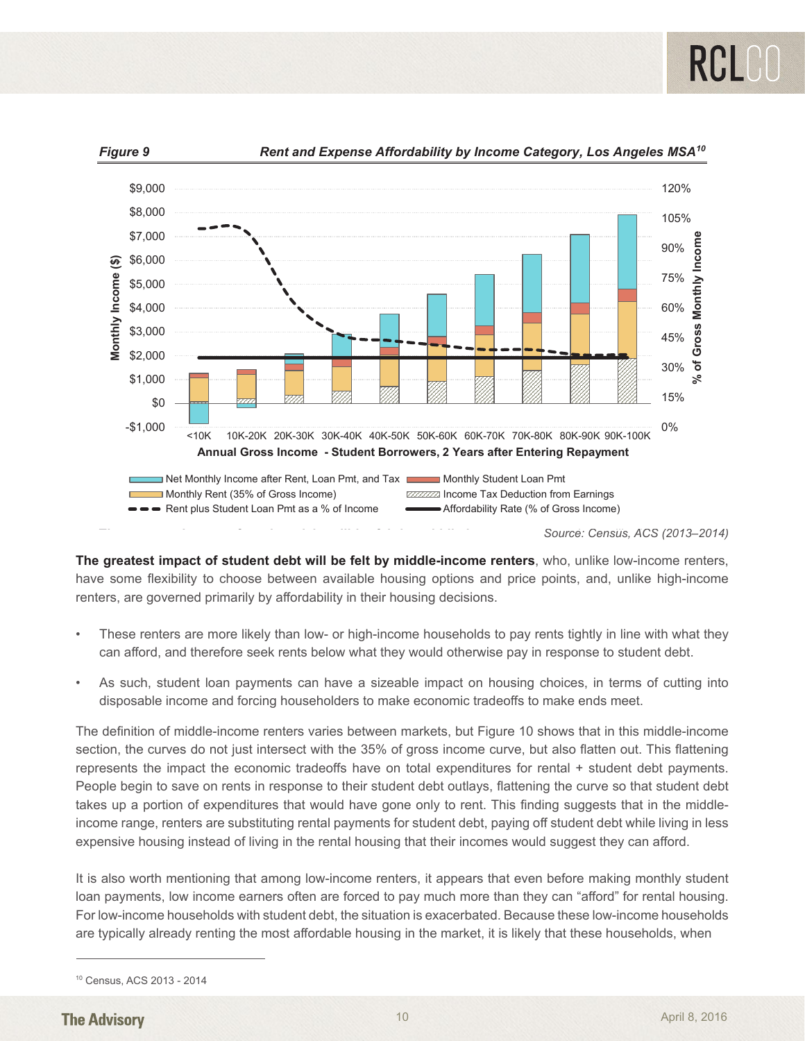*Figure 9* *Rent and Expense Affordability by Income Category, Los Angeles MSA*[10]

*Source: Census, ACS (2013–2014)*

**The greatest impact of student debt will be felt by middle-income renters**, who, unlike low-income renters, have some flexibility to choose between available housing options and price points, and, unlike high-income renters, are governed primarily by affordability in their housing decisions.

- These renters are more likely than low- or high-income households to pay rents tightly in line with what they can afford, and therefore seek rents below what they would otherwise pay in response to student debt.
- As such, student loan payments can have a sizeable impact on housing choices, in terms of cutting into disposable income and forcing householders to make economic tradeoffs to make ends meet.

The definition of middle-income renters varies between markets, but Figure 10 shows that in this middle-income section, the curves do not just intersect with the 35% of gross income curve, but also flatten out. This flattening represents the impact the economic tradeoffs have on total expenditures for rental + student debt payments. People begin to save on rents in response to their student debt outlays, flattening the curve so that student debt takes up a portion of expenditures that would have gone only to rent. This finding suggests that in the middle-income range, renters are substituting rental payments for student debt, paying off student debt while living in less expensive housing instead of living in the rental housing that their incomes would suggest they can afford.

It is also worth mentioning that among low-income renters, it appears that even before making monthly student loan payments, low income earners often are forced to pay much more than they can "afford" for rental housing. For low-income households with student debt, the situation is exacerbated. Because these low-income households are typically already renting the most affordable housing in the market, it is likely that these households, when

[10] Census, ACS 2013 - 2014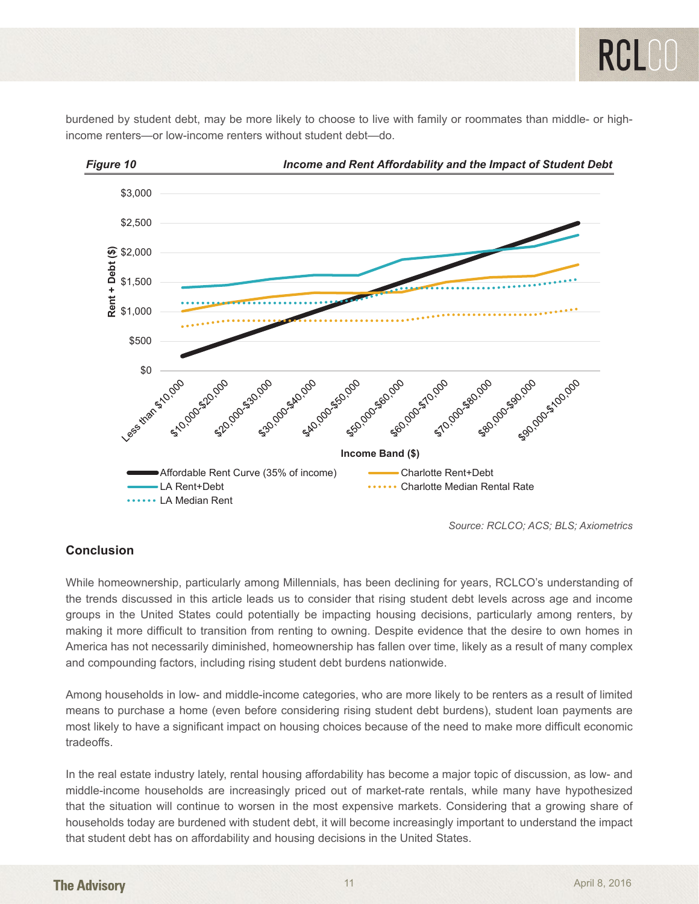burdened by student debt, may be more likely to choose to live with family or roommates than middle- or high-income renters—or low-income renters without student debt—do.

*Figure 10* *Income and Rent Affordability and the Impact of Student Debt*

*Source: RCLCO; ACS; BLS; Axiometrics*

## Conclusion

While homeownership, particularly among Millennials, has been declining for years, RCLCO's understanding of the trends discussed in this article leads us to consider that rising student debt levels across age and income groups in the United States could potentially be impacting housing decisions, particularly among renters, by making it more difficult to transition from renting to owning. Despite evidence that the desire to own homes in America has not necessarily diminished, homeownership has fallen over time, likely as a result of many complex and compounding factors, including rising student debt burdens nationwide.

Among households in low- and middle-income categories, who are more likely to be renters as a result of limited means to purchase a home (even before considering rising student debt burdens), student loan payments are most likely to have a significant impact on housing choices because of the need to make more difficult economic tradeoffs.

In the real estate industry lately, rental housing affordability has become a major topic of discussion, as low- and middle-income households are increasingly priced out of market-rate rentals, while many have hypothesized that the situation will continue to worsen in the most expensive markets. Considering that a growing share of households today are burdened with student debt, it will become increasingly important to understand the impact that student debt has on affordability and housing decisions in the United States.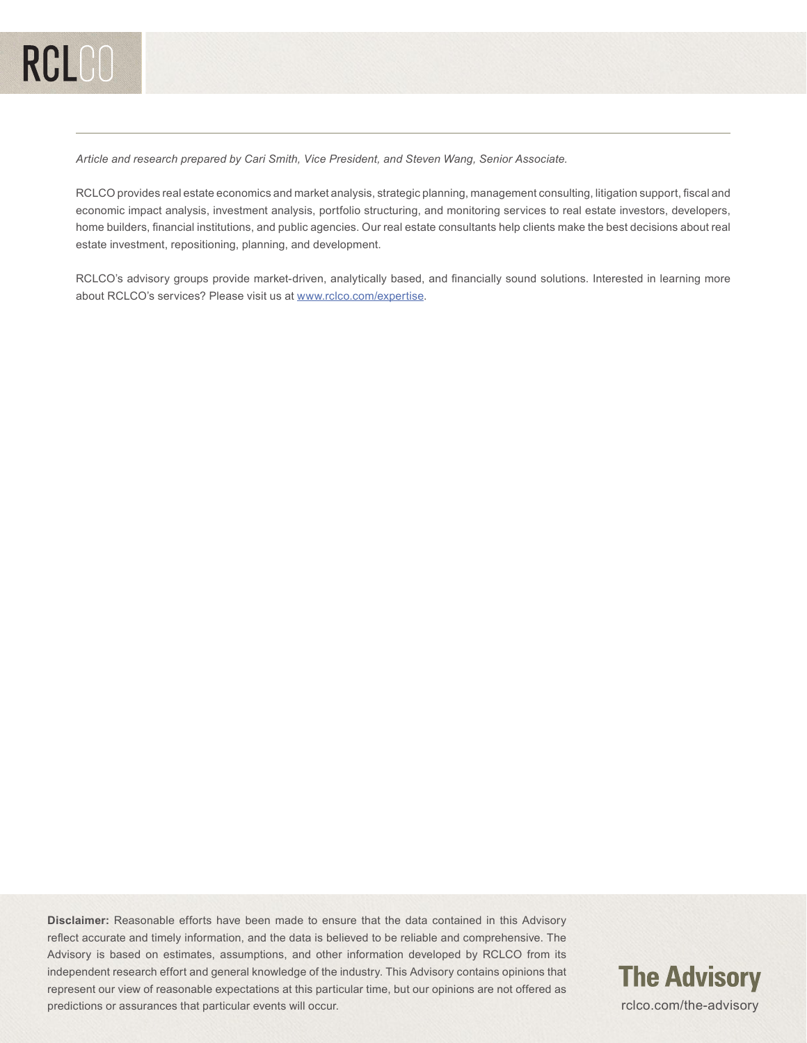*Article and research prepared by Cari Smith, Vice President, and Steven Wang, Senior Associate.*

RCLCO provides real estate economics and market analysis, strategic planning, management consulting, litigation support, fiscal and economic impact analysis, investment analysis, portfolio structuring, and monitoring services to real estate investors, developers, home builders, financial institutions, and public agencies. Our real estate consultants help clients make the best decisions about real estate investment, repositioning, planning, and development.

RCLCO's advisory groups provide market-driven, analytically based, and financially sound solutions. Interested in learning more about RCLCO's services? Please visit us at [www.rclco.com/expertise](www.rclco.com/expertise).

**Disclaimer:** Reasonable efforts have been made to ensure that the data contained in this Advisory reflect accurate and timely information, and the data is believed to be reliable and comprehensive. The Advisory is based on estimates, assumptions, and other information developed by RCLCO from its independent research effort and general knowledge of the industry. This Advisory contains opinions that represent our view of reasonable expectations at this particular time, but our opinions are not offered as predictions or assurances that particular events will occur.

**The Advisory**

rclco.com/the-advisory